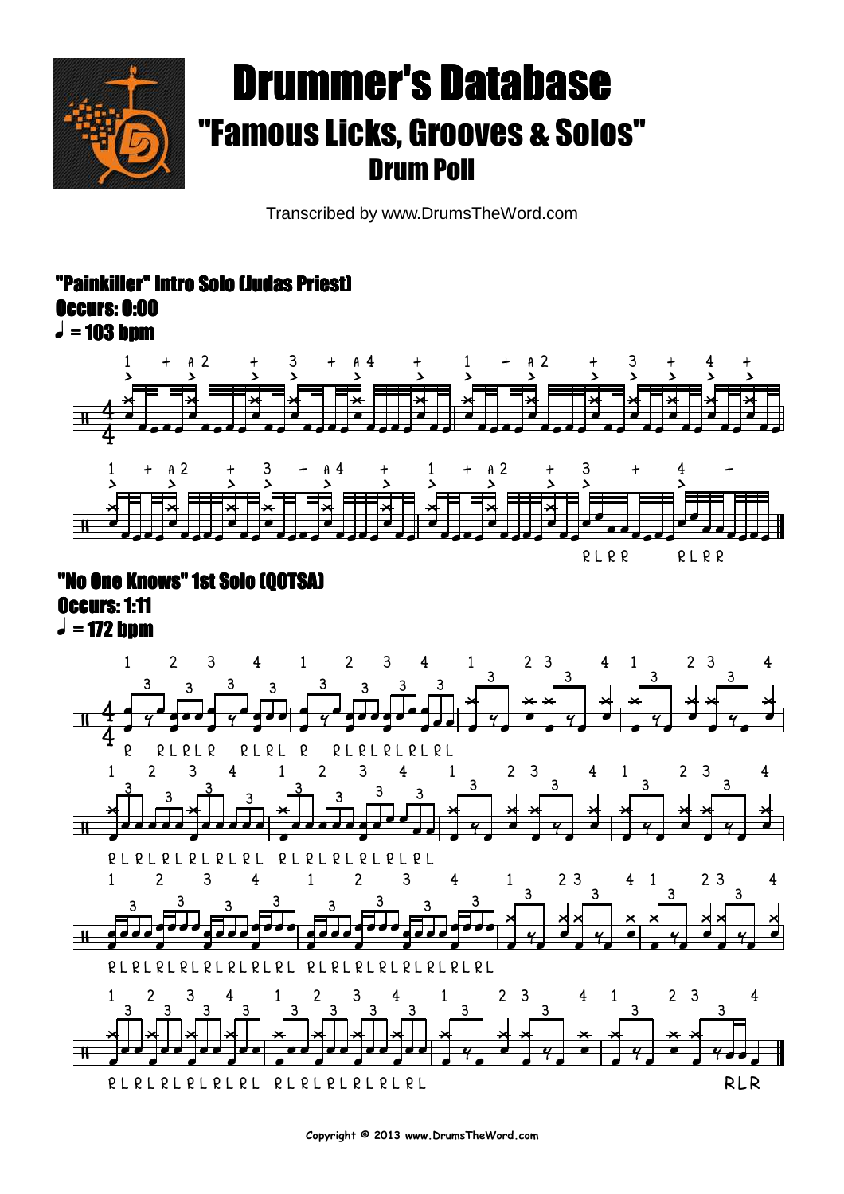# Drummer's Database

## "Famous Licks, Grooves & Solos"

### Drum Poll

Transcribed by www.DrumsTheWord.com

**"Painkiller" Intro Solo (Judas Priest)**
**Occurs: 0:00**
**♩ = 103 bpm**

**"No One Knows" 1st Solo (QOTSA)**
**Occurs: 1:11**
**♩ = 172 bpm**

Copyright © 2013 www.DrumsTheWord.com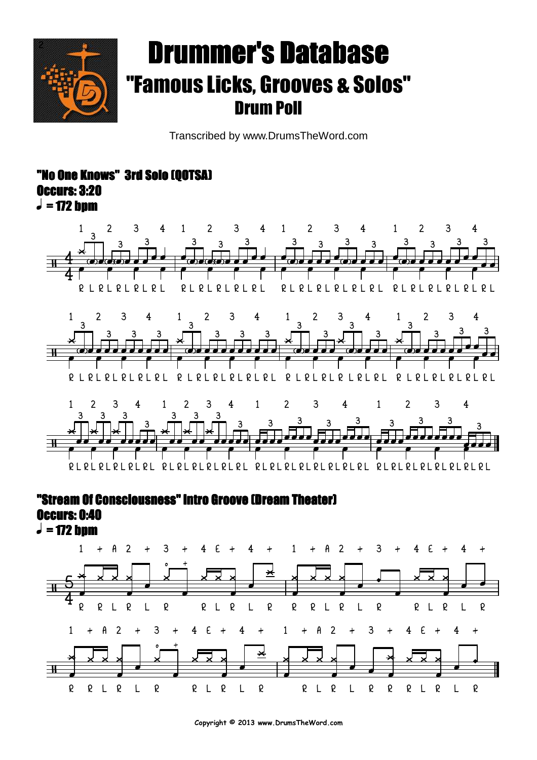# Drummer's Database

## "Famous Licks, Grooves & Solos"

### Drum Poll

Transcribed by www.DrumsTheWord.com

**"No One Knows" 3rd Solo (QOTSA)**
**Occurs: 3:20**
**♩ = 172 bpm**

**"Stream Of Consciousness" Intro Groove (Dream Theater)**
**Occurs: 0:40**
**♩ = 172 bpm**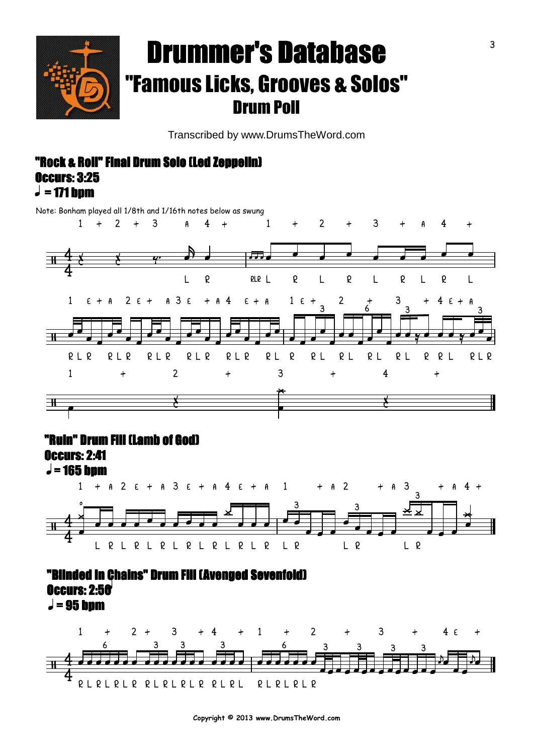# Drummer's Database

## "Famous Licks, Grooves & Solos"

### Drum Poll

Transcribed by www.DrumsTheWord.com

**"Rock & Roll" Final Drum Solo (Led Zeppelin)**
**Occurs: 3:25**
**♩ = 171 bpm**

Note: Bonham played all 1/8th and 1/16th notes below as swung

**"Ruin" Drum Fill (Lamb of God)**
**Occurs: 2:41**
**♩ = 165 bpm**

**"Blinded In Chains" Drum Fill (Avenged Sevenfold)**
**Occurs: 2:50**
**♩ = 95 bpm**

Copyright © 2013 www.DrumsTheWord.com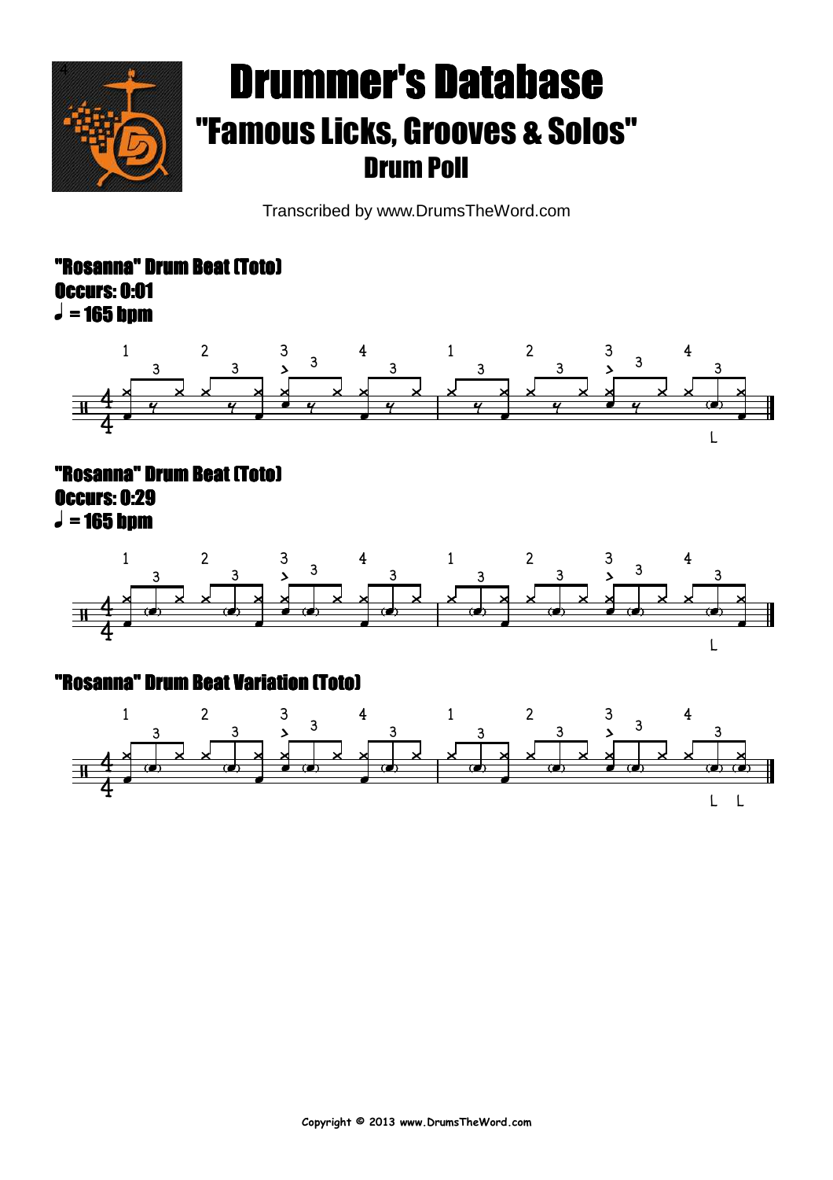# Drummer's Database

## "Famous Licks, Grooves & Solos"

### Drum Poll

Transcribed by www.DrumsTheWord.com

**"Rosanna" Drum Beat (Toto)**
**Occurs: 0:01**
**♩ = 165 bpm**

**"Rosanna" Drum Beat (Toto)**
**Occurs: 0:29**
**♩ = 165 bpm**

**"Rosanna" Drum Beat Variation (Toto)**

Copyright © 2013 www.DrumsTheWord.com